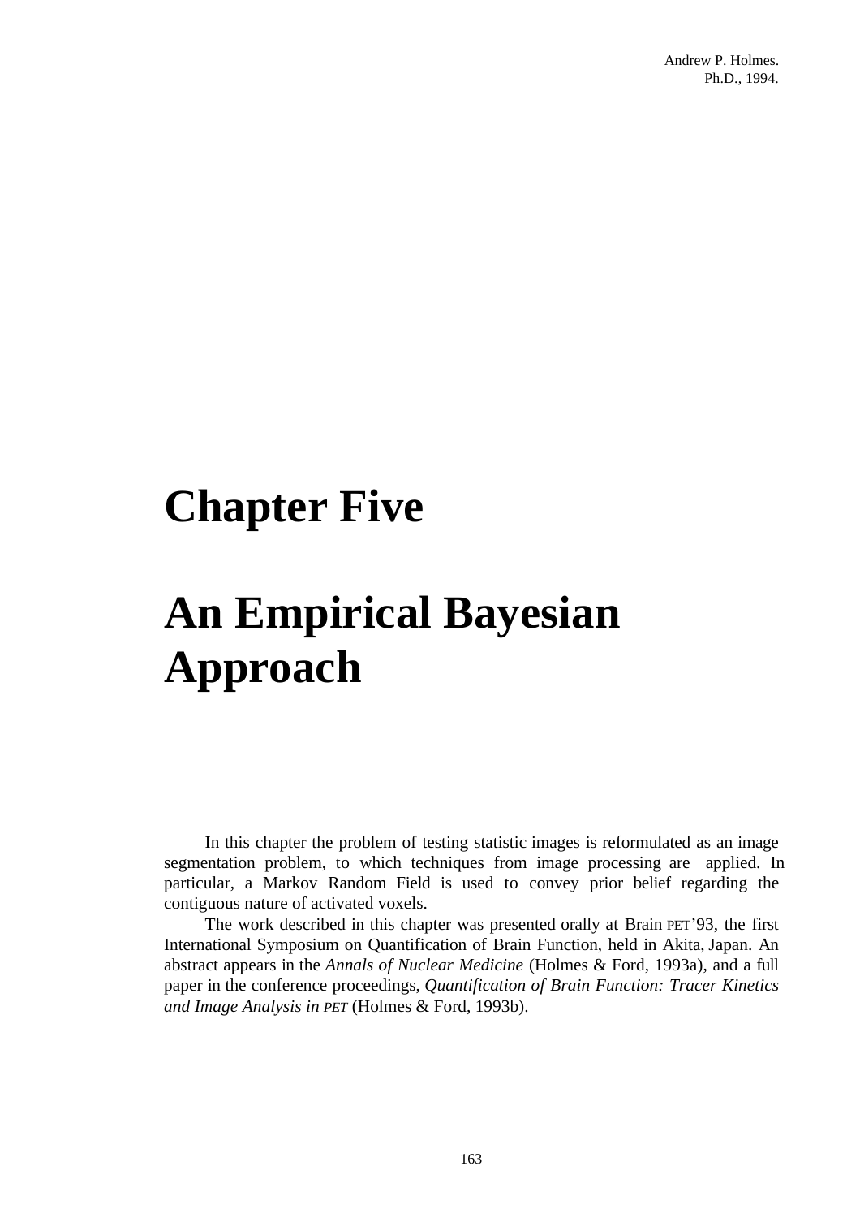# Chapter Five

# An Empirical Bayesian Approach

In this chapter the problem of testing statistic images is reformulated as an image segmentation problem, to which techniques from image processing are applied. In particular, a Markov Random Field is used to convey prior belief regarding the contiguous nature of activated voxels.

The work described in this chapter was presented orally at Brain PET'93, the first International Symposium on Quantification of Brain Function, held in Akita, Japan. An abstract appears in the *Annals of Nuclear Medicine* (Holmes & Ford, 1993a), and a full paper in the conference proceedings, *Quantification of Brain Function: Tracer Kinetics and Image Analysis in PET* (Holmes & Ford, 1993b).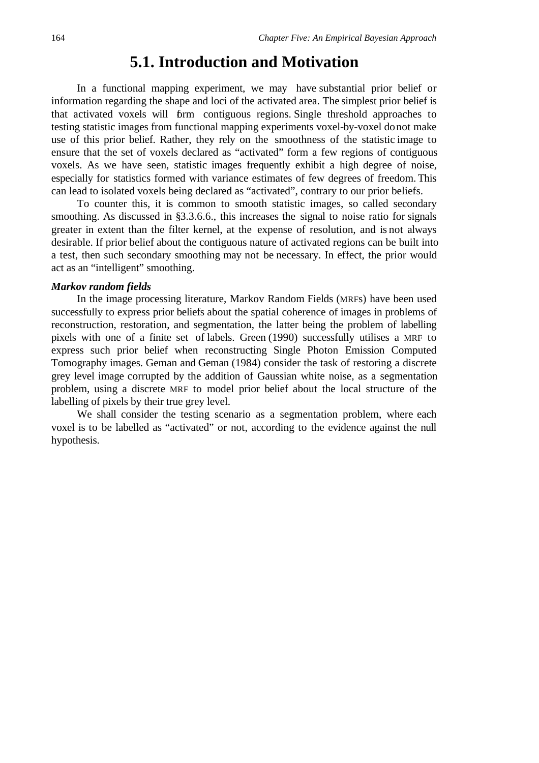## 5.1. Introduction and Motivation

In a functional mapping experiment, we may have substantial prior belief or information regarding the shape and loci of the activated area. The simplest prior belief is that activated voxels will form contiguous regions. Single threshold approaches to testing statistic images from functional mapping experiments voxel-by-voxel do not make use of this prior belief. Rather, they rely on the smoothness of the statistic image to ensure that the set of voxels declared as "activated" form a few regions of contiguous voxels. As we have seen, statistic images frequently exhibit a high degree of noise, especially for statistics formed with variance estimates of few degrees of freedom. This can lead to isolated voxels being declared as "activated", contrary to our prior beliefs.

To counter this, it is common to smooth statistic images, so called secondary smoothing. As discussed in §3.3.6.6., this increases the signal to noise ratio for signals greater in extent than the filter kernel, at the expense of resolution, and is not always desirable. If prior belief about the contiguous nature of activated regions can be built into a test, then such secondary smoothing may not be necessary. In effect, the prior would act as an "intelligent" smoothing.

***Markov random fields***

In the image processing literature, Markov Random Fields (MRFs) have been used successfully to express prior beliefs about the spatial coherence of images in problems of reconstruction, restoration, and segmentation, the latter being the problem of labelling pixels with one of a finite set of labels. Green (1990) successfully utilises a MRF to express such prior belief when reconstructing Single Photon Emission Computed Tomography images. Geman and Geman (1984) consider the task of restoring a discrete grey level image corrupted by the addition of Gaussian white noise, as a segmentation problem, using a discrete MRF to model prior belief about the local structure of the labelling of pixels by their true grey level.

We shall consider the testing scenario as a segmentation problem, where each voxel is to be labelled as "activated" or not, according to the evidence against the null hypothesis.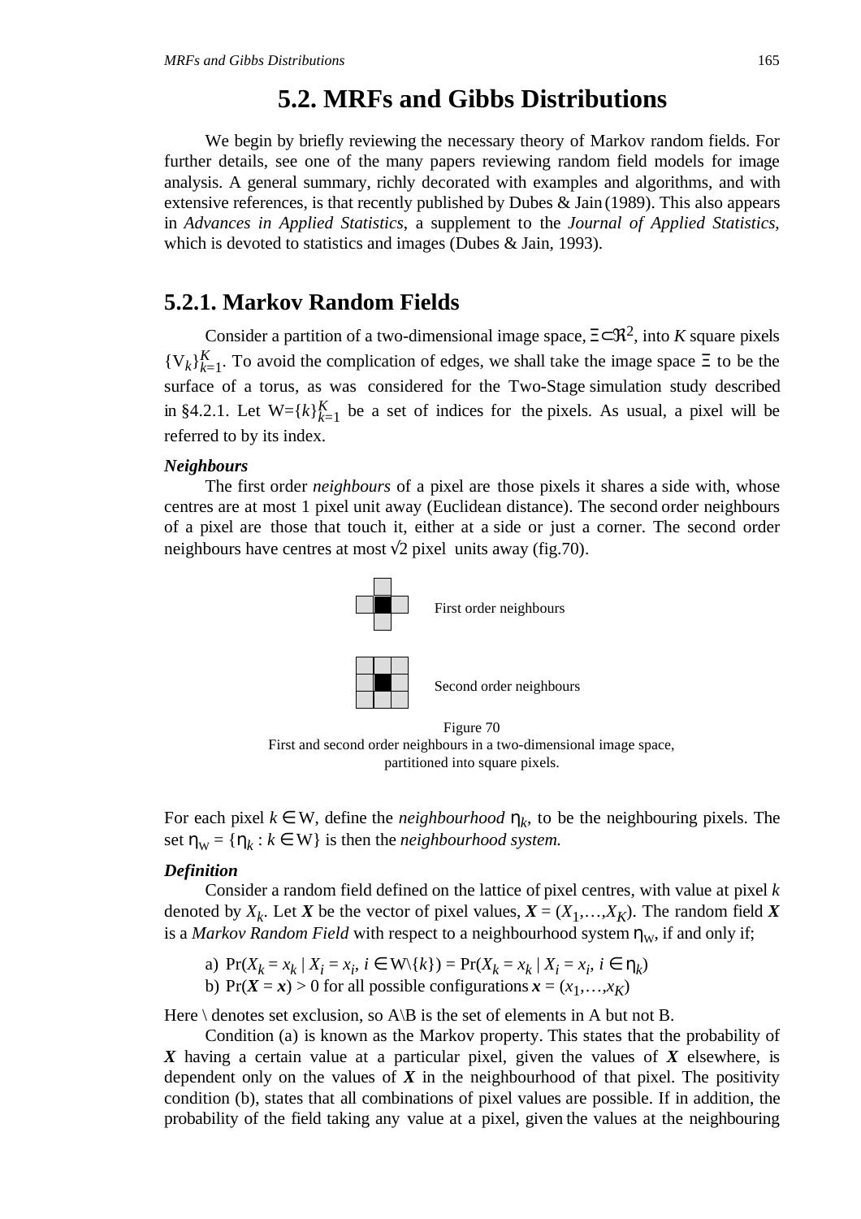# 5.2. MRFs and Gibbs Distributions

We begin by briefly reviewing the necessary theory of Markov random fields. For further details, see one of the many papers reviewing random field models for image analysis. A general summary, richly decorated with examples and algorithms, and with extensive references, is that recently published by Dubes & Jain (1989). This also appears in *Advances in Applied Statistics*, a supplement to the *Journal of Applied Statistics*, which is devoted to statistics and images (Dubes & Jain, 1993).

## 5.2.1. Markov Random Fields

Consider a partition of a two-dimensional image space, $\Xi \subset \Re^2$, into $K$ square pixels $\{V_k\}_{k=1}^{K}$. To avoid the complication of edges, we shall take the image space $\Xi$ to be the surface of a torus, as was considered for the Two-Stage simulation study described in §4.2.1. Let $W=\{k\}_{k=1}^{K}$ be a set of indices for the pixels. As usual, a pixel will be referred to by its index.

***Neighbours***

The first order *neighbours* of a pixel are those pixels it shares a side with, whose centres are at most 1 pixel unit away (Euclidean distance). The second order neighbours of a pixel are those that touch it, either at a side or just a corner. The second order neighbours have centres at most √2 pixel units away (fig.70).

First order neighbours

Second order neighbours

Figure 70
First and second order neighbours in a two-dimensional image space, partitioned into square pixels.

For each pixel $k \in W$, define the *neighbourhood* $\eta_k$, to be the neighbouring pixels. The set $\eta_W = \{\eta_k : k \in W\}$ is then the *neighbourhood system.*

***Definition***

Consider a random field defined on the lattice of pixel centres, with value at pixel $k$ denoted by $X_k$. Let $\boldsymbol{X}$ be the vector of pixel values, $\boldsymbol{X} = (X_1,\ldots,X_K)$. The random field $\boldsymbol{X}$ is a *Markov Random Field* with respect to a neighbourhood system $\eta_W$, if and only if;

a) $\Pr(X_k = x_k \mid X_i = x_i,\ i \in W\backslash\{k\}) = \Pr(X_k = x_k \mid X_i = x_i,\ i \in \eta_k)$
b) $\Pr(\boldsymbol{X} = \boldsymbol{x}) > 0$ for all possible configurations $\boldsymbol{x} = (x_1,\ldots,x_K)$

Here \ denotes set exclusion, so A\B is the set of elements in A but not B.

Condition (a) is known as the Markov property. This states that the probability of $\boldsymbol{X}$ having a certain value at a particular pixel, given the values of $\boldsymbol{X}$ elsewhere, is dependent only on the values of $\boldsymbol{X}$ in the neighbourhood of that pixel. The positivity condition (b), states that all combinations of pixel values are possible. If in addition, the probability of the field taking any value at a pixel, given the values at the neighbouring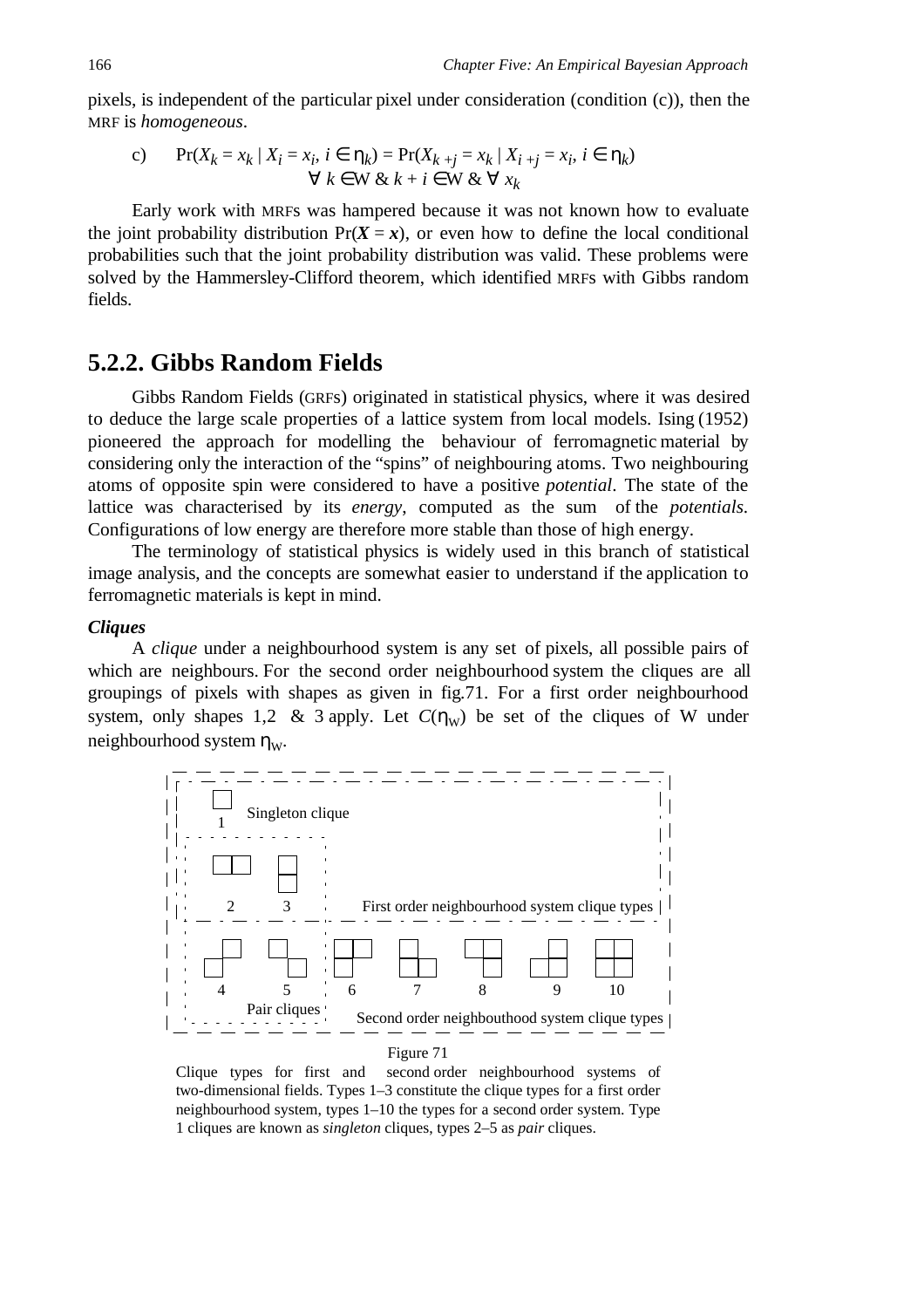pixels, is independent of the particular pixel under consideration (condition (c)), then the MRF is *homogeneous*.

c) $\Pr(X_k = x_k \mid X_i = x_i,\ i \in \eta_k) = \Pr(X_{k+j} = x_k \mid X_{i+j} = x_i,\ i \in \eta_k)$
$\forall\ k \in W\ \&\ k + i \in W\ \&\ \forall\ x_k$

Early work with MRFs was hampered because it was not known how to evaluate the joint probability distribution $\Pr(\boldsymbol{X} = \boldsymbol{x})$, or even how to define the local conditional probabilities such that the joint probability distribution was valid. These problems were solved by the Hammersley-Clifford theorem, which identified MRFs with Gibbs random fields.

## 5.2.2. Gibbs Random Fields

Gibbs Random Fields (GRFs) originated in statistical physics, where it was desired to deduce the large scale properties of a lattice system from local models. Ising (1952) pioneered the approach for modelling the behaviour of ferromagnetic material by considering only the interaction of the "spins" of neighbouring atoms. Two neighbouring atoms of opposite spin were considered to have a positive *potential*. The state of the lattice was characterised by its *energy*, computed as the sum of the *potentials*. Configurations of low energy are therefore more stable than those of high energy.

The terminology of statistical physics is widely used in this branch of statistical image analysis, and the concepts are somewhat easier to understand if the application to ferromagnetic materials is kept in mind.

***Cliques***

A *clique* under a neighbourhood system is any set of pixels, all possible pairs of which are neighbours. For the second order neighbourhood system the cliques are all groupings of pixels with shapes as given in fig.71. For a first order neighbourhood system, only shapes 1,2 & 3 apply. Let $C(\eta_W)$ be set of the cliques of W under neighbourhood system $\eta_W$.

Singleton clique

1

2 3 First order neighbourhood system clique types

4 5 6 7 8 9 10

Pair cliques Second order neighbouthood system clique types

Figure 71

Clique types for first and second order neighbourhood systems of two-dimensional fields. Types 1–3 constitute the clique types for a first order neighbourhood system, types 1–10 the types for a second order system. Type 1 cliques are known as *singleton* cliques, types 2–5 as *pair* cliques.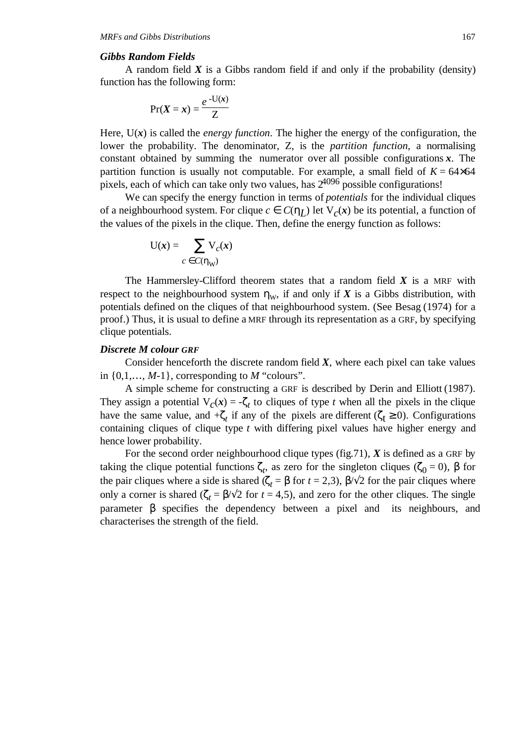### *Gibbs Random Fields*

A random field $\boldsymbol{X}$ is a Gibbs random field if and only if the probability (density) function has the following form:

$$\Pr(\boldsymbol{X} = \boldsymbol{x}) = \frac{e^{-\mathrm{U}(\boldsymbol{x})}}{\mathrm{Z}}$$

Here, $\mathrm{U}(\boldsymbol{x})$ is called the *energy function*. The higher the energy of the configuration, the lower the probability. The denominator, Z, is the *partition function*, a normalising constant obtained by summing the numerator over all possible configurations $\boldsymbol{x}$. The partition function is usually not computable. For example, a small field of $K = 64 \times 64$ pixels, each of which can take only two values, has $2^{4096}$ possible configurations!

We can specify the energy function in terms of *potentials* for the individual cliques of a neighbourhood system. For clique $c \in C(\eta_L)$ let $\mathrm{V}_c(\boldsymbol{x})$ be its potential, a function of the values of the pixels in the clique. Then, define the energy function as follows:

$$\mathrm{U}(\boldsymbol{x}) = \sum_{c \in C(\eta_W)} \mathrm{V}_c(\boldsymbol{x})$$

The Hammersley-Clifford theorem states that a random field $\boldsymbol{X}$ is a MRF with respect to the neighbourhood system $\eta_W$, if and only if $\boldsymbol{X}$ is a Gibbs distribution, with potentials defined on the cliques of that neighbourhood system. (See Besag (1974) for a proof.) Thus, it is usual to define a MRF through its representation as a GRF, by specifying clique potentials.

### *Discrete M colour GRF*

Consider henceforth the discrete random field $\boldsymbol{X}$, where each pixel can take values in $\{0,1,\ldots, M\text{-}1\}$, corresponding to $M$ "colours".

A simple scheme for constructing a GRF is described by Derin and Elliott (1987). They assign a potential $\mathrm{V}_c(\boldsymbol{x}) = -\zeta_t$ to cliques of type $t$ when all the pixels in the clique have the same value, and $+\zeta_t$ if any of the pixels are different ($\zeta_t \geq 0$). Configurations containing cliques of clique type $t$ with differing pixel values have higher energy and hence lower probability.

For the second order neighbourhood clique types (fig.71), $\boldsymbol{X}$ is defined as a GRF by taking the clique potential functions $\zeta_t$, as zero for the singleton cliques ($\zeta_0 = 0$), $\beta$ for the pair cliques where a side is shared ($\zeta_t = \beta$ for $t = 2,3$), $\beta/\sqrt{2}$ for the pair cliques where only a corner is shared ($\zeta_t = \beta/\sqrt{2}$ for $t = 4,5$), and zero for the other cliques. The single parameter $\beta$ specifies the dependency between a pixel and its neighbours, and characterises the strength of the field.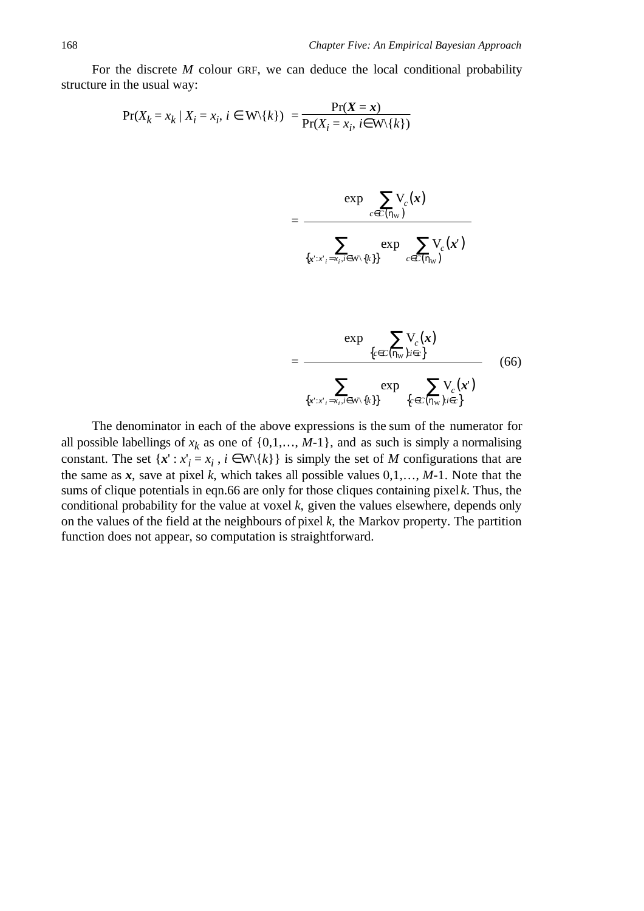For the discrete $M$ colour GRF, we can deduce the local conditional probability structure in the usual way:

$$
\begin{aligned}
\Pr(X_k = x_k \mid X_i = x_i,\, i \in \Omega\backslash\{k\}) &= \frac{\Pr(\boldsymbol{X} = \boldsymbol{x})}{\Pr(X_i = x_i,\, i \in \Omega\backslash\{k\})} \\
&= \frac{\exp \sum_{c \in C(\eta_\Omega)} V_c(\boldsymbol{x})}{\sum_{\{\boldsymbol{x}' : x'_i = x_i,\, i \in \Omega\backslash\{k\}\}} \exp \sum_{c \in C(\eta_\Omega)} V_c(\boldsymbol{x}')} \\
&= \frac{\exp \sum_{\{c \in C(\eta_\Omega) : i \in c\}} V_c(\boldsymbol{x})}{\sum_{\{\boldsymbol{x}' : x'_i = x_i,\, i \in \Omega\backslash\{k\}\}} \exp \sum_{\{c \in C(\eta_\Omega) : i \in c\}} V_c(\boldsymbol{x}')}
\end{aligned}
\qquad (66)
$$

The denominator in each of the above expressions is the sum of the numerator for all possible labellings of $x_k$ as one of $\{0,1,\ldots, M\text{-}1\}$, and as such is simply a normalising constant. The set $\{\boldsymbol{x}' : x'_i = x_i ,\, i \in \Omega\backslash\{k\}\}$ is simply the set of $M$ configurations that are the same as $\boldsymbol{x}$, save at pixel $k$, which takes all possible values $0,1,\ldots, M\text{-}1$. Note that the sums of clique potentials in eqn.66 are only for those cliques containing pixel $k$. Thus, the conditional probability for the value at voxel $k$, given the values elsewhere, depends only on the values of the field at the neighbours of pixel $k$, the Markov property. The partition function does not appear, so computation is straightforward.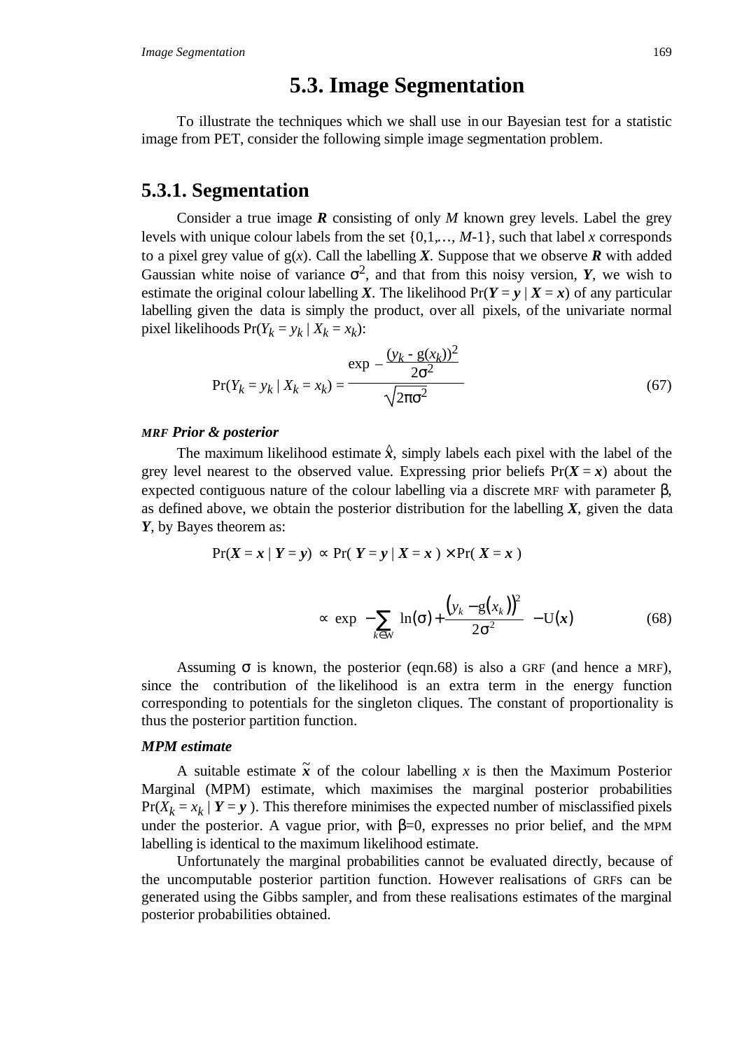# 5.3. Image Segmentation

To illustrate the techniques which we shall use in our Bayesian test for a statistic image from PET, consider the following simple image segmentation problem.

## 5.3.1. Segmentation

Consider a true image $\boldsymbol{R}$ consisting of only $M$ known grey levels. Label the grey levels with unique colour labels from the set $\{0,1,\ldots, M\text{-}1\}$, such that label $x$ corresponds to a pixel grey value of $\mathrm{g}(x)$. Call the labelling $\boldsymbol{X}$. Suppose that we observe $\boldsymbol{R}$ with added Gaussian white noise of variance $\sigma^2$, and that from this noisy version, $\boldsymbol{Y}$, we wish to estimate the original colour labelling $\boldsymbol{X}$. The likelihood $\Pr(\boldsymbol{Y} = \boldsymbol{y} \mid \boldsymbol{X} = \boldsymbol{x})$ of any particular labelling given the data is simply the product, over all pixels, of the univariate normal pixel likelihoods $\Pr(Y_k = y_k \mid X_k = x_k)$:

$$\Pr(Y_k = y_k \mid X_k = x_k) = \frac{\exp -\dfrac{(y_k - \mathrm{g}(x_k))^2}{2\sigma^2}}{\sqrt{2\pi\sigma^2}} \tag{67}$$

#### MRF Prior & posterior

The maximum likelihood estimate $\hat{x}$, simply labels each pixel with the label of the grey level nearest to the observed value. Expressing prior beliefs $\Pr(\boldsymbol{X} = \boldsymbol{x})$ about the expected contiguous nature of the colour labelling via a discrete MRF with parameter $\beta$, as defined above, we obtain the posterior distribution for the labelling $\boldsymbol{X}$, given the data $\boldsymbol{Y}$, by Bayes theorem as:

$$\Pr(\boldsymbol{X} = \boldsymbol{x} \mid \boldsymbol{Y} = \boldsymbol{y}) \propto \Pr(\boldsymbol{Y} = \boldsymbol{y} \mid \boldsymbol{X} = \boldsymbol{x}) \times \Pr(\boldsymbol{X} = \boldsymbol{x})$$

$$\propto \exp\left[ -\sum_{k \in W} \left\{ \ln(\sigma) + \frac{\left(y_k - \mathrm{g}(x_k)\right)^2}{2\sigma^2} \right\} - \mathrm{U}(\boldsymbol{x}) \right] \tag{68}$$

Assuming $\sigma$ is known, the posterior (eqn.68) is also a GRF (and hence a MRF), since the contribution of the likelihood is an extra term in the energy function corresponding to potentials for the singleton cliques. The constant of proportionality is thus the posterior partition function.

#### MPM estimate

A suitable estimate $\tilde{\boldsymbol{x}}$ of the colour labelling $x$ is then the Maximum Posterior Marginal (MPM) estimate, which maximises the marginal posterior probabilities $\Pr(X_k = x_k \mid \boldsymbol{Y} = \boldsymbol{y})$. This therefore minimises the expected number of misclassified pixels under the posterior. A vague prior, with $\beta=0$, expresses no prior belief, and the MPM labelling is identical to the maximum likelihood estimate.

Unfortunately the marginal probabilities cannot be evaluated directly, because of the uncomputable posterior partition function. However realisations of GRFs can be generated using the Gibbs sampler, and from these realisations estimates of the marginal posterior probabilities obtained.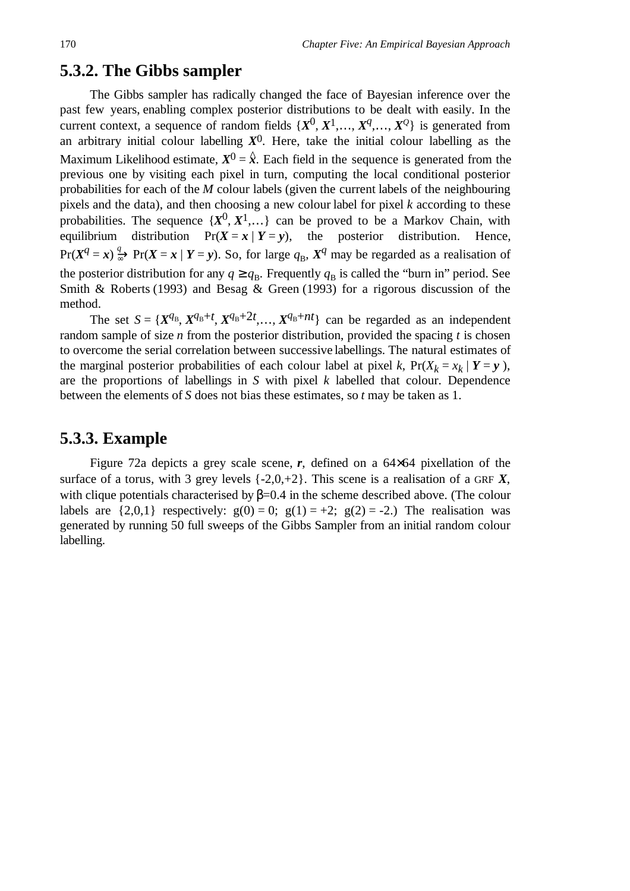## 5.3.2. The Gibbs sampler

The Gibbs sampler has radically changed the face of Bayesian inference over the past few years, enabling complex posterior distributions to be dealt with easily. In the current context, a sequence of random fields $\{\boldsymbol{X}^0, \boldsymbol{X}^1, \ldots, \boldsymbol{X}^q, \ldots, \boldsymbol{X}^Q\}$ is generated from an arbitrary initial colour labelling $\boldsymbol{X}^0$. Here, take the initial colour labelling as the Maximum Likelihood estimate, $\boldsymbol{X}^0 = \hat{\boldsymbol{x}}$. Each field in the sequence is generated from the previous one by visiting each pixel in turn, computing the local conditional posterior probabilities for each of the $M$ colour labels (given the current labels of the neighbouring pixels and the data), and then choosing a new colour label for pixel $k$ according to these probabilities. The sequence $\{\boldsymbol{X}^0, \boldsymbol{X}^1, \ldots\}$ can be proved to be a Markov Chain, with equilibrium distribution $\Pr(\boldsymbol{X} = \boldsymbol{x} \mid \boldsymbol{Y} = \boldsymbol{y})$, the posterior distribution. Hence, $\Pr(\boldsymbol{X}^q = \boldsymbol{x}) \xrightarrow[\infty]{q} \Pr(\boldsymbol{X} = \boldsymbol{x} \mid \boldsymbol{Y} = \boldsymbol{y})$. So, for large $q_{\text{B}}$, $\boldsymbol{X}^q$ may be regarded as a realisation of the posterior distribution for any $q \geq q_{\text{B}}$. Frequently $q_{\text{B}}$ is called the "burn in" period. See Smith & Roberts (1993) and Besag & Green (1993) for a rigorous discussion of the method.

The set $S = \{\boldsymbol{X}^{q_{\text{B}}}, \boldsymbol{X}^{q_{\text{B}}+t}, \boldsymbol{X}^{q_{\text{B}}+2t}, \ldots, \boldsymbol{X}^{q_{\text{B}}+nt}\}$ can be regarded as an independent random sample of size $n$ from the posterior distribution, provided the spacing $t$ is chosen to overcome the serial correlation between successive labellings. The natural estimates of the marginal posterior probabilities of each colour label at pixel $k$, $\Pr(X_k = x_k \mid \boldsymbol{Y} = \boldsymbol{y})$, are the proportions of labellings in $S$ with pixel $k$ labelled that colour. Dependence between the elements of $S$ does not bias these estimates, so $t$ may be taken as 1.

## 5.3.3. Example

Figure 72a depicts a grey scale scene, $\boldsymbol{r}$, defined on a 64×64 pixellation of the surface of a torus, with 3 grey levels {-2,0,+2}. This scene is a realisation of a GRF $\boldsymbol{X}$, with clique potentials characterised by $\beta$=0.4 in the scheme described above. (The colour labels are {2,0,1} respectively: g(0) = 0; g(1) = +2; g(2) = -2.) The realisation was generated by running 50 full sweeps of the Gibbs Sampler from an initial random colour labelling.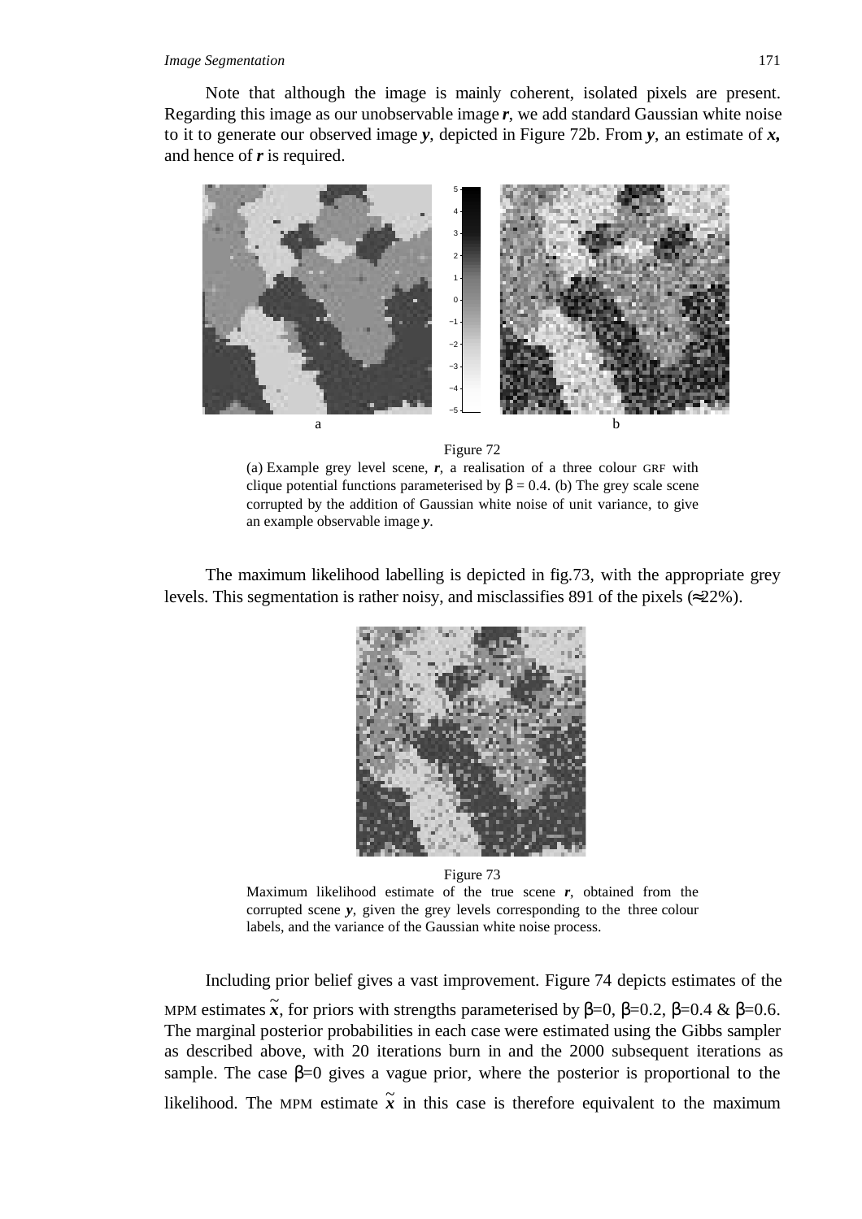Note that although the image is mainly coherent, isolated pixels are present. Regarding this image as our unobservable image $\boldsymbol{r}$, we add standard Gaussian white noise to it to generate our observed image $\boldsymbol{y}$, depicted in Figure 72b. From $\boldsymbol{y}$, an estimate of $\boldsymbol{x}$, and hence of $\boldsymbol{r}$ is required.

Figure 72

(a) Example grey level scene, $\boldsymbol{r}$, a realisation of a three colour GRF with clique potential functions parameterised by $\beta = 0.4$. (b) The grey scale scene corrupted by the addition of Gaussian white noise of unit variance, to give an example observable image $\boldsymbol{y}$.

The maximum likelihood labelling is depicted in fig.73, with the appropriate grey levels. This segmentation is rather noisy, and misclassifies 891 of the pixels (≈22%).

Figure 73

Maximum likelihood estimate of the true scene $\boldsymbol{r}$, obtained from the corrupted scene $\boldsymbol{y}$, given the grey levels corresponding to the three colour labels, and the variance of the Gaussian white noise process.

Including prior belief gives a vast improvement. Figure 74 depicts estimates of the MPM estimates $\tilde{\boldsymbol{x}}$, for priors with strengths parameterised by $\beta$=0, $\beta$=0.2, $\beta$=0.4 & $\beta$=0.6. The marginal posterior probabilities in each case were estimated using the Gibbs sampler as described above, with 20 iterations burn in and the 2000 subsequent iterations as sample. The case $\beta$=0 gives a vague prior, where the posterior is proportional to the likelihood. The MPM estimate $\tilde{\boldsymbol{x}}$ in this case is therefore equivalent to the maximum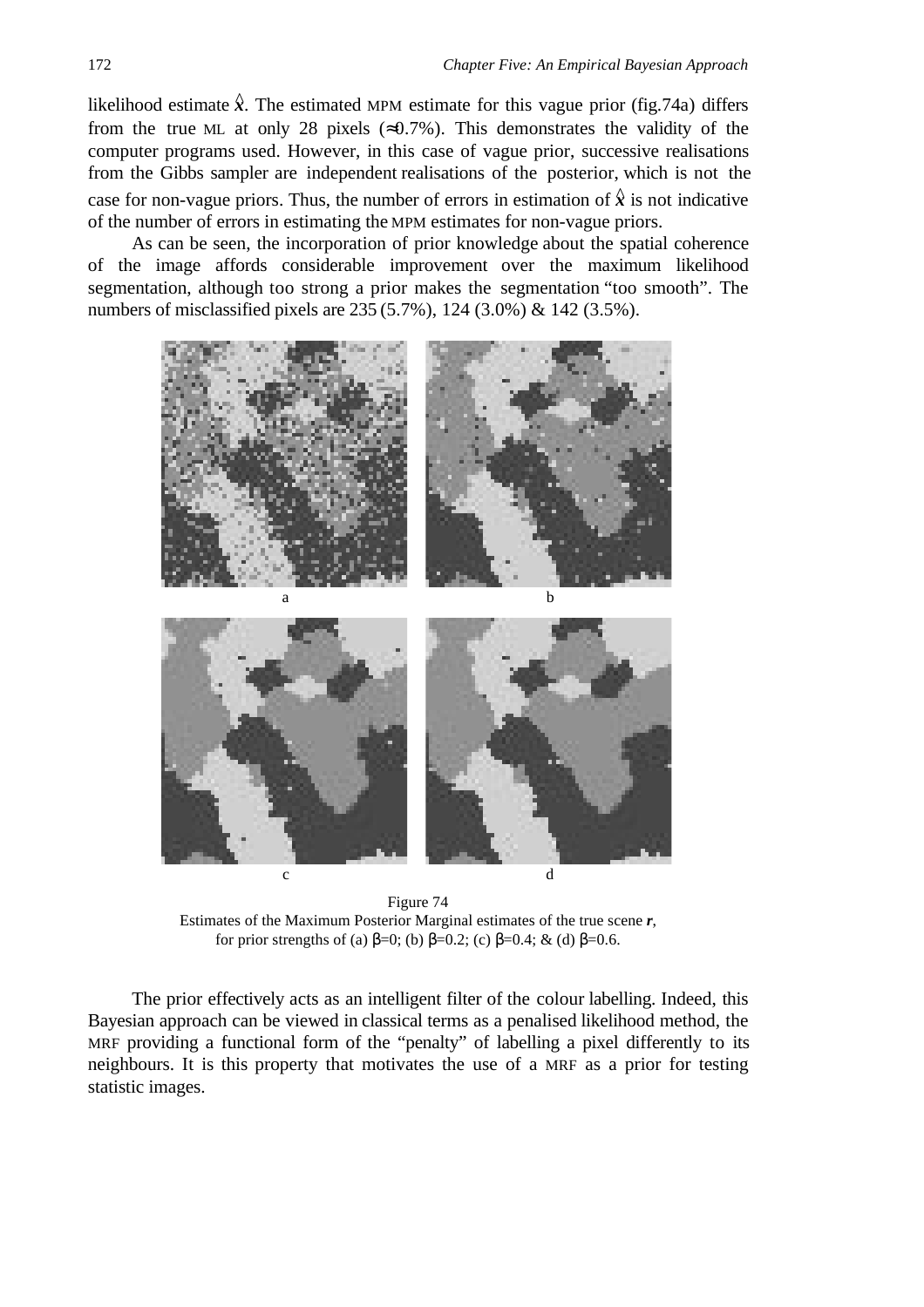likelihood estimate $\hat{x}$. The estimated MPM estimate for this vague prior (fig.74a) differs from the true ML at only 28 pixels (≈0.7%). This demonstrates the validity of the computer programs used. However, in this case of vague prior, successive realisations from the Gibbs sampler are independent realisations of the posterior, which is not the case for non-vague priors. Thus, the number of errors in estimation of $\hat{x}$ is not indicative of the number of errors in estimating the MPM estimates for non-vague priors.

As can be seen, the incorporation of prior knowledge about the spatial coherence of the image affords considerable improvement over the maximum likelihood segmentation, although too strong a prior makes the segmentation "too smooth". The numbers of misclassified pixels are 235 (5.7%), 124 (3.0%) & 142 (3.5%).

Figure 74
Estimates of the Maximum Posterior Marginal estimates of the true scene $\boldsymbol{r}$, for prior strengths of (a) $\beta$=0; (b) $\beta$=0.2; (c) $\beta$=0.4; & (d) $\beta$=0.6.

The prior effectively acts as an intelligent filter of the colour labelling. Indeed, this Bayesian approach can be viewed in classical terms as a penalised likelihood method, the MRF providing a functional form of the "penalty" of labelling a pixel differently to its neighbours. It is this property that motivates the use of a MRF as a prior for testing statistic images.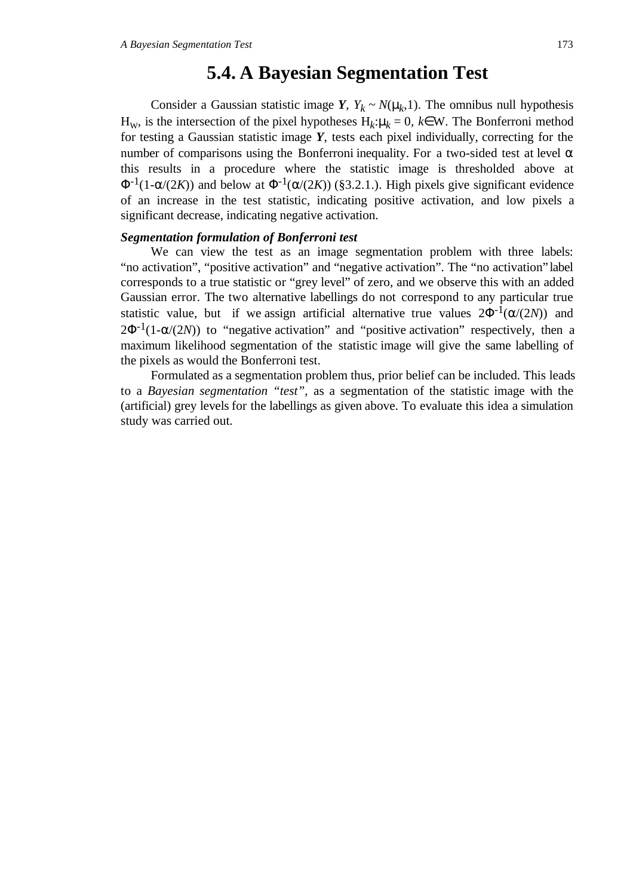## 5.4. A Bayesian Segmentation Test

Consider a Gaussian statistic image $\boldsymbol{Y}$, $Y_k \sim N(\mu_k,1)$. The omnibus null hypothesis $H_W$, is the intersection of the pixel hypotheses $H_k$:$\mu_k = 0$, $k \in W$. The Bonferroni method for testing a Gaussian statistic image $\boldsymbol{Y}$, tests each pixel individually, correcting for the number of comparisons using the Bonferroni inequality. For a two-sided test at level $\alpha$ this results in a procedure where the statistic image is thresholded above at $\Phi^{-1}(1-\alpha/(2K))$ and below at $\Phi^{-1}(\alpha/(2K))$ (§3.2.1.). High pixels give significant evidence of an increase in the test statistic, indicating positive activation, and low pixels a significant decrease, indicating negative activation.

***Segmentation formulation of Bonferroni test***

We can view the test as an image segmentation problem with three labels: “no activation”, “positive activation” and “negative activation”. The “no activation” label corresponds to a true statistic or “grey level” of zero, and we observe this with an added Gaussian error. The two alternative labellings do not correspond to any particular true statistic value, but if we assign artificial alternative true values $2\Phi^{-1}(\alpha/(2N))$ and $2\Phi^{-1}(1-\alpha/(2N))$ to “negative activation” and “positive activation” respectively, then a maximum likelihood segmentation of the statistic image will give the same labelling of the pixels as would the Bonferroni test.

Formulated as a segmentation problem thus, prior belief can be included. This leads to a *Bayesian segmentation “test”*, as a segmentation of the statistic image with the (artificial) grey levels for the labellings as given above. To evaluate this idea a simulation study was carried out.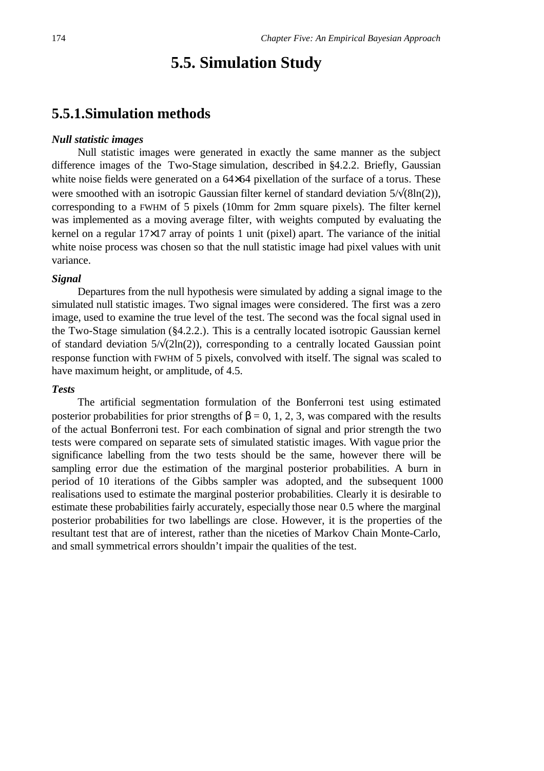# 5.5. Simulation Study

## 5.5.1. Simulation methods

***Null statistic images***

Null statistic images were generated in exactly the same manner as the subject difference images of the Two-Stage simulation, described in §4.2.2. Briefly, Gaussian white noise fields were generated on a $64{\times}64$ pixellation of the surface of a torus. These were smoothed with an isotropic Gaussian filter kernel of standard deviation $5/\sqrt{(8\ln(2))}$, corresponding to a FWHM of 5 pixels (10mm for 2mm square pixels). The filter kernel was implemented as a moving average filter, with weights computed by evaluating the kernel on a regular $17{\times}17$ array of points 1 unit (pixel) apart. The variance of the initial white noise process was chosen so that the null statistic image had pixel values with unit variance.

***Signal***

Departures from the null hypothesis were simulated by adding a signal image to the simulated null statistic images. Two signal images were considered. The first was a zero image, used to examine the true level of the test. The second was the focal signal used in the Two-Stage simulation (§4.2.2.). This is a centrally located isotropic Gaussian kernel of standard deviation $5/\sqrt{(2\ln(2))}$, corresponding to a centrally located Gaussian point response function with FWHM of 5 pixels, convolved with itself. The signal was scaled to have maximum height, or amplitude, of 4.5.

***Tests***

The artificial segmentation formulation of the Bonferroni test using estimated posterior probabilities for prior strengths of $\beta = 0, 1, 2, 3$, was compared with the results of the actual Bonferroni test. For each combination of signal and prior strength the two tests were compared on separate sets of simulated statistic images. With vague prior the significance labelling from the two tests should be the same, however there will be sampling error due the estimation of the marginal posterior probabilities. A burn in period of 10 iterations of the Gibbs sampler was adopted, and the subsequent 1000 realisations used to estimate the marginal posterior probabilities. Clearly it is desirable to estimate these probabilities fairly accurately, especially those near 0.5 where the marginal posterior probabilities for two labellings are close. However, it is the properties of the resultant test that are of interest, rather than the niceties of Markov Chain Monte-Carlo, and small symmetrical errors shouldn't impair the qualities of the test.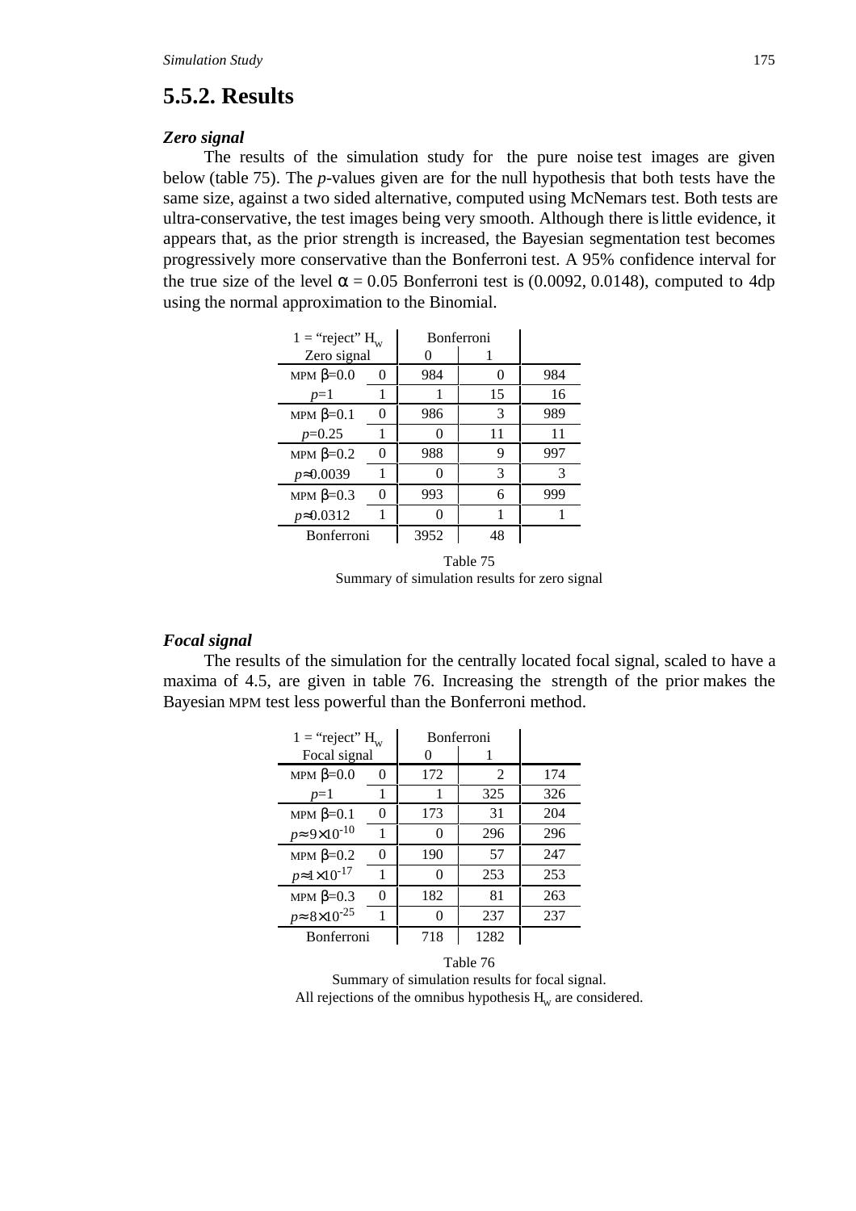## 5.5.2. Results

### *Zero signal*

The results of the simulation study for the pure noise test images are given below (table 75). The *p*-values given are for the null hypothesis that both tests have the same size, against a two sided alternative, computed using McNemars test. Both tests are ultra-conservative, the test images being very smooth. Although there is little evidence, it appears that, as the prior strength is increased, the Bayesian segmentation test becomes progressively more conservative than the Bonferroni test. A 95% confidence interval for the true size of the level $\alpha = 0.05$ Bonferroni test is (0.0092, 0.0148), computed to 4dp using the normal approximation to the Binomial.

| 1 = "reject" $H_W$ | | Bonferroni | | |
|---|---|---|---|---|
| Zero signal | | 0 | 1 | |
| MPM $\beta$=0.0 | 0 | 984 | 0 | 984 |
| $p$=1 | 1 | 1 | 15 | 16 |
| MPM $\beta$=0.1 | 0 | 986 | 3 | 989 |
| $p$=0.25 | 1 | 0 | 11 | 11 |
| MPM $\beta$=0.2 | 0 | 988 | 9 | 997 |
| $p\approx$0.0039 | 1 | 0 | 3 | 3 |
| MPM $\beta$=0.3 | 0 | 993 | 6 | 999 |
| $p\approx$0.0312 | 1 | 0 | 1 | 1 |
| Bonferroni | | 3952 | 48 | |

Table 75
Summary of simulation results for zero signal

### *Focal signal*

The results of the simulation for the centrally located focal signal, scaled to have a maxima of 4.5, are given in table 76. Increasing the strength of the prior makes the Bayesian MPM test less powerful than the Bonferroni method.

| 1 = "reject" $H_W$ | | Bonferroni | | |
|---|---|---|---|---|
| Focal signal | | 0 | 1 | |
| MPM $\beta$=0.0 | 0 | 172 | 2 | 174 |
| $p$=1 | 1 | 1 | 325 | 326 |
| MPM $\beta$=0.1 | 0 | 173 | 31 | 204 |
| $p\approx 9\times10^{-10}$ | 1 | 0 | 296 | 296 |
| MPM $\beta$=0.2 | 0 | 190 | 57 | 247 |
| $p\approx 1\times10^{-17}$ | 1 | 0 | 253 | 253 |
| MPM $\beta$=0.3 | 0 | 182 | 81 | 263 |
| $p\approx 8\times10^{-25}$ | 1 | 0 | 237 | 237 |
| Bonferroni | | 718 | 1282 | |

Table 76
Summary of simulation results for focal signal.
All rejections of the omnibus hypothesis $H_W$ are considered.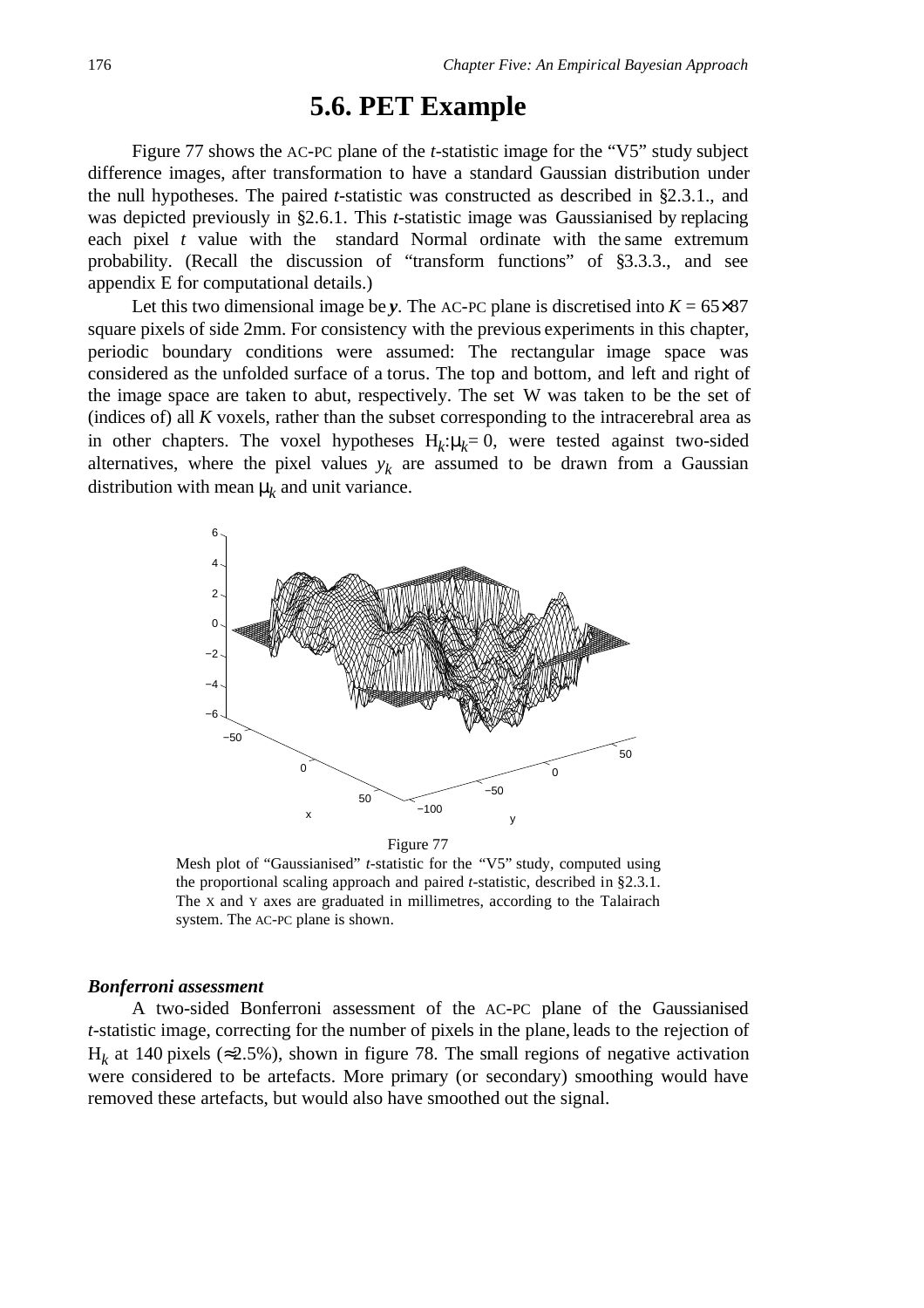## 5.6. PET Example

Figure 77 shows the AC-PC plane of the *t*-statistic image for the "V5" study subject difference images, after transformation to have a standard Gaussian distribution under the null hypotheses. The paired *t*-statistic was constructed as described in §2.3.1., and was depicted previously in §2.6.1. This *t*-statistic image was Gaussianised by replacing each pixel *t* value with the standard Normal ordinate with the same extremum probability. (Recall the discussion of "transform functions" of §3.3.3., and see appendix E for computational details.)

Let this two dimensional image be $\boldsymbol{y}$. The AC-PC plane is discretised into $K = 65{\times}87$ square pixels of side 2mm. For consistency with the previous experiments in this chapter, periodic boundary conditions were assumed: The rectangular image space was considered as the unfolded surface of a torus. The top and bottom, and left and right of the image space are taken to abut, respectively. The set W was taken to be the set of (indices of) all *K* voxels, rather than the subset corresponding to the intracerebral area as in other chapters. The voxel hypotheses $H_k{:}\mu_k = 0$, were tested against two-sided alternatives, where the pixel values $y_k$ are assumed to be drawn from a Gaussian distribution with mean $\mu_k$ and unit variance.

Figure 77

Mesh plot of "Gaussianised" *t*-statistic for the "V5" study, computed using the proportional scaling approach and paired *t*-statistic, described in §2.3.1. The X and Y axes are graduated in millimetres, according to the Talairach system. The AC-PC plane is shown.

#### *Bonferroni assessment*

A two-sided Bonferroni assessment of the AC-PC plane of the Gaussianised *t*-statistic image, correcting for the number of pixels in the plane, leads to the rejection of $H_k$ at 140 pixels (≈2.5%), shown in figure 78. The small regions of negative activation were considered to be artefacts. More primary (or secondary) smoothing would have removed these artefacts, but would also have smoothed out the signal.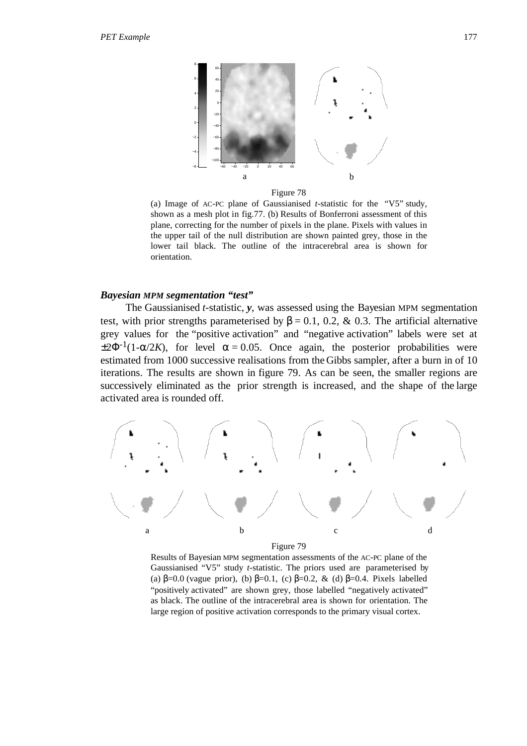a b

Figure 78

(a) Image of AC-PC plane of Gaussianised $t$-statistic for the "V5" study, shown as a mesh plot in fig.77. (b) Results of Bonferroni assessment of this plane, correcting for the number of pixels in the plane. Pixels with values in the upper tail of the null distribution are shown painted grey, those in the lower tail black. The outline of the intracerebral area is shown for orientation.

### Bayesian *MPM* segmentation "test"

The Gaussianised $t$-statistic, $\boldsymbol{y}$, was assessed using the Bayesian MPM segmentation test, with prior strengths parameterised by $\beta = 0.1$, 0.2, & 0.3. The artificial alternative grey values for the "positive activation" and "negative activation" labels were set at $\pm 2\Phi^{-1}(1-\alpha/2K)$, for level $\alpha = 0.05$. Once again, the posterior probabilities were estimated from 1000 successive realisations from the Gibbs sampler, after a burn in of 10 iterations. The results are shown in figure 79. As can be seen, the smaller regions are successively eliminated as the prior strength is increased, and the shape of the large activated area is rounded off.

a b c d

Figure 79

Results of Bayesian MPM segmentation assessments of the AC-PC plane of the Gaussianised "V5" study $t$-statistic. The priors used are parameterised by (a) $\beta$=0.0 (vague prior), (b) $\beta$=0.1, (c) $\beta$=0.2, & (d) $\beta$=0.4. Pixels labelled "positively activated" are shown grey, those labelled "negatively activated" as black. The outline of the intracerebral area is shown for orientation. The large region of positive activation corresponds to the primary visual cortex.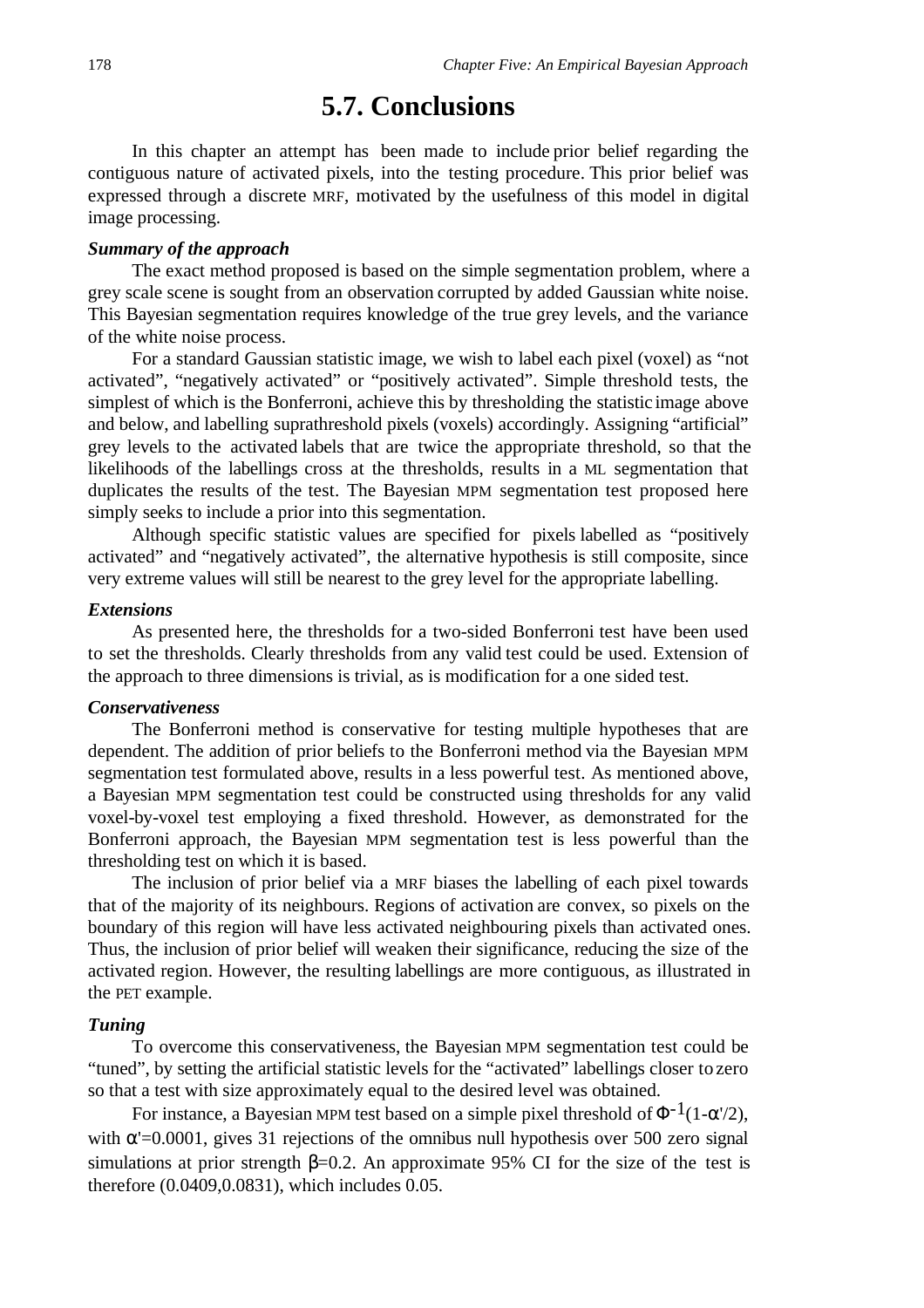## 5.7. Conclusions

In this chapter an attempt has been made to include prior belief regarding the contiguous nature of activated pixels, into the testing procedure. This prior belief was expressed through a discrete MRF, motivated by the usefulness of this model in digital image processing.

***Summary of the approach***

The exact method proposed is based on the simple segmentation problem, where a grey scale scene is sought from an observation corrupted by added Gaussian white noise. This Bayesian segmentation requires knowledge of the true grey levels, and the variance of the white noise process.

For a standard Gaussian statistic image, we wish to label each pixel (voxel) as "not activated", "negatively activated" or "positively activated". Simple threshold tests, the simplest of which is the Bonferroni, achieve this by thresholding the statistic image above and below, and labelling suprathreshold pixels (voxels) accordingly. Assigning "artificial" grey levels to the activated labels that are twice the appropriate threshold, so that the likelihoods of the labellings cross at the thresholds, results in a ML segmentation that duplicates the results of the test. The Bayesian MPM segmentation test proposed here simply seeks to include a prior into this segmentation.

Although specific statistic values are specified for pixels labelled as "positively activated" and "negatively activated", the alternative hypothesis is still composite, since very extreme values will still be nearest to the grey level for the appropriate labelling.

***Extensions***

As presented here, the thresholds for a two-sided Bonferroni test have been used to set the thresholds. Clearly thresholds from any valid test could be used. Extension of the approach to three dimensions is trivial, as is modification for a one sided test.

***Conservativeness***

The Bonferroni method is conservative for testing multiple hypotheses that are dependent. The addition of prior beliefs to the Bonferroni method via the Bayesian MPM segmentation test formulated above, results in a less powerful test. As mentioned above, a Bayesian MPM segmentation test could be constructed using thresholds for any valid voxel-by-voxel test employing a fixed threshold. However, as demonstrated for the Bonferroni approach, the Bayesian MPM segmentation test is less powerful than the thresholding test on which it is based.

The inclusion of prior belief via a MRF biases the labelling of each pixel towards that of the majority of its neighbours. Regions of activation are convex, so pixels on the boundary of this region will have less activated neighbouring pixels than activated ones. Thus, the inclusion of prior belief will weaken their significance, reducing the size of the activated region. However, the resulting labellings are more contiguous, as illustrated in the PET example.

***Tuning***

To overcome this conservativeness, the Bayesian MPM segmentation test could be "tuned", by setting the artificial statistic levels for the "activated" labellings closer to zero so that a test with size approximately equal to the desired level was obtained.

For instance, a Bayesian MPM test based on a simple pixel threshold of $\Phi^{-1}(1-\alpha'/2)$, with $\alpha'=0.0001$, gives 31 rejections of the omnibus null hypothesis over 500 zero signal simulations at prior strength $\beta=0.2$. An approximate 95% CI for the size of the test is therefore (0.0409,0.0831), which includes 0.05.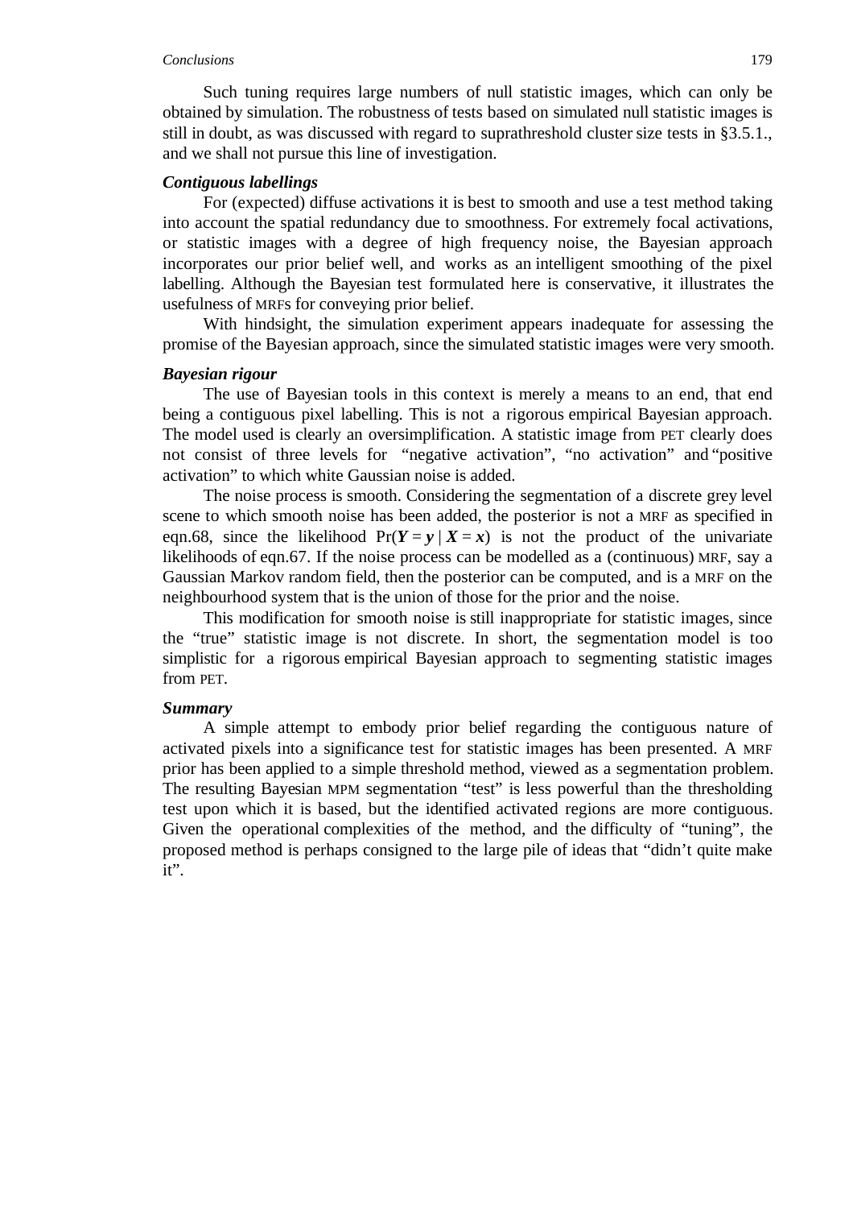Such tuning requires large numbers of null statistic images, which can only be obtained by simulation. The robustness of tests based on simulated null statistic images is still in doubt, as was discussed with regard to suprathreshold cluster size tests in §3.5.1., and we shall not pursue this line of investigation.

***Contiguous labellings***

For (expected) diffuse activations it is best to smooth and use a test method taking into account the spatial redundancy due to smoothness. For extremely focal activations, or statistic images with a degree of high frequency noise, the Bayesian approach incorporates our prior belief well, and works as an intelligent smoothing of the pixel labelling. Although the Bayesian test formulated here is conservative, it illustrates the usefulness of MRFs for conveying prior belief.

With hindsight, the simulation experiment appears inadequate for assessing the promise of the Bayesian approach, since the simulated statistic images were very smooth.

***Bayesian rigour***

The use of Bayesian tools in this context is merely a means to an end, that end being a contiguous pixel labelling. This is not a rigorous empirical Bayesian approach. The model used is clearly an oversimplification. A statistic image from PET clearly does not consist of three levels for "negative activation", "no activation" and "positive activation" to which white Gaussian noise is added.

The noise process is smooth. Considering the segmentation of a discrete grey level scene to which smooth noise has been added, the posterior is not a MRF as specified in eqn.68, since the likelihood $\Pr(\boldsymbol{Y} = \boldsymbol{y} \mid \boldsymbol{X} = \boldsymbol{x})$ is not the product of the univariate likelihoods of eqn.67. If the noise process can be modelled as a (continuous) MRF, say a Gaussian Markov random field, then the posterior can be computed, and is a MRF on the neighbourhood system that is the union of those for the prior and the noise.

This modification for smooth noise is still inappropriate for statistic images, since the "true" statistic image is not discrete. In short, the segmentation model is too simplistic for a rigorous empirical Bayesian approach to segmenting statistic images from PET.

***Summary***

A simple attempt to embody prior belief regarding the contiguous nature of activated pixels into a significance test for statistic images has been presented. A MRF prior has been applied to a simple threshold method, viewed as a segmentation problem. The resulting Bayesian MPM segmentation "test" is less powerful than the thresholding test upon which it is based, but the identified activated regions are more contiguous. Given the operational complexities of the method, and the difficulty of "tuning", the proposed method is perhaps consigned to the large pile of ideas that "didn't quite make it".